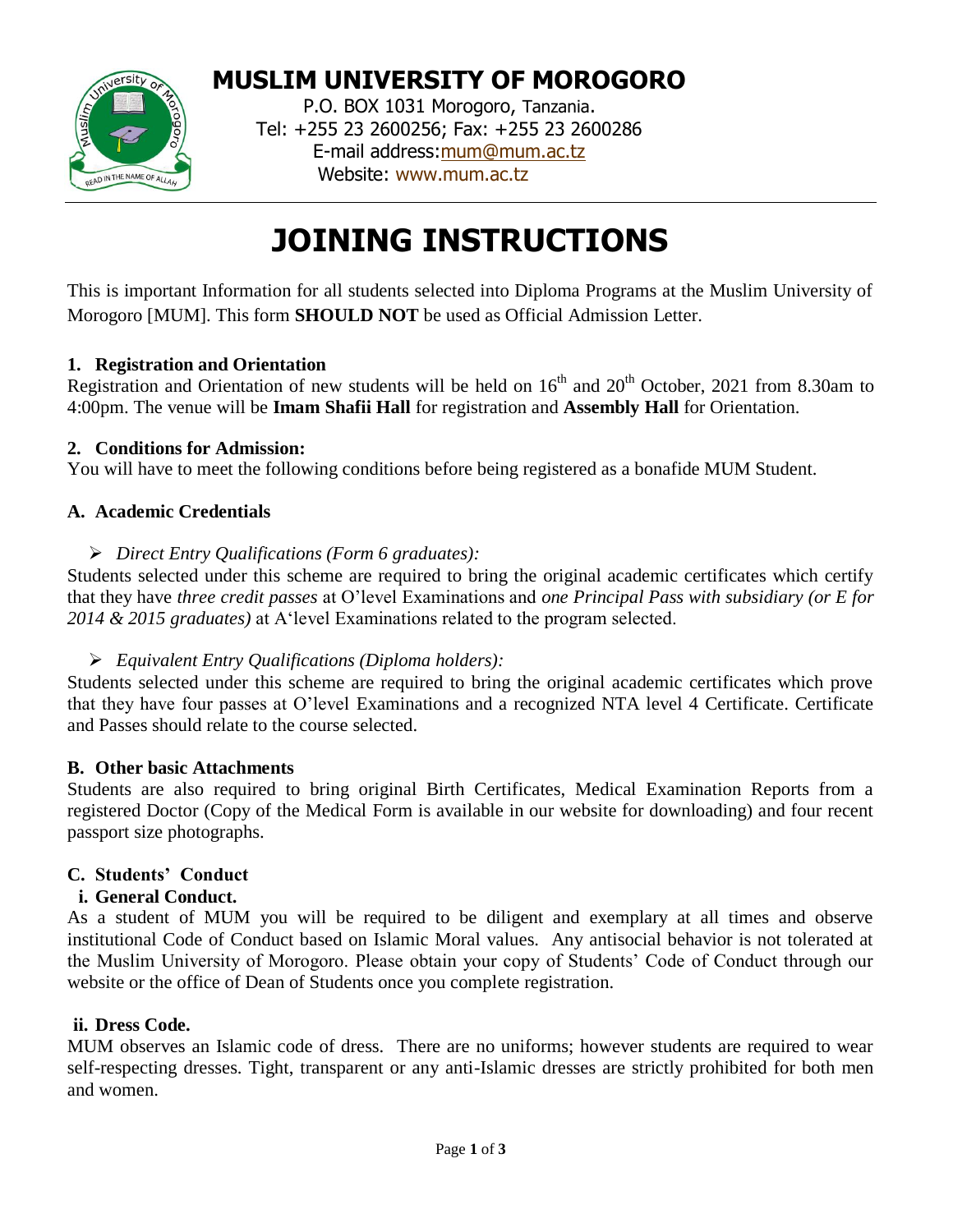# MUSLIM UNIVERSITY OF MOROGORO

P.O. BOX 1031 Morogoro, Tanzania.
Tel: +255 23 2600256; Fax: +255 23 2600286
E-mail address: mum@mum.ac.tz
Website: www.mum.ac.tz

# JOINING INSTRUCTIONS

This is important Information for all students selected into Diploma Programs at the Muslim University of Morogoro [MUM]. This form **SHOULD NOT** be used as Official Admission Letter.

## 1. Registration and Orientation

Registration and Orientation of new students will be held on 16th and 20th October, 2021 from 8.30am to 4:00pm. The venue will be **Imam Shafii Hall** for registration and **Assembly Hall** for Orientation.

## 2. Conditions for Admission:

You will have to meet the following conditions before being registered as a bonafide MUM Student.

### A. Academic Credentials

- *Direct Entry Qualifications (Form 6 graduates):*

Students selected under this scheme are required to bring the original academic certificates which certify that they have *three credit passes* at O'level Examinations and *one Principal Pass with subsidiary (or E for 2014 & 2015 graduates)* at A'level Examinations related to the program selected.

- *Equivalent Entry Qualifications (Diploma holders):*

Students selected under this scheme are required to bring the original academic certificates which prove that they have four passes at O'level Examinations and a recognized NTA level 4 Certificate. Certificate and Passes should relate to the course selected.

### B. Other basic Attachments

Students are also required to bring original Birth Certificates, Medical Examination Reports from a registered Doctor (Copy of the Medical Form is available in our website for downloading) and four recent passport size photographs.

### C. Students' Conduct

#### i. General Conduct.

As a student of MUM you will be required to be diligent and exemplary at all times and observe institutional Code of Conduct based on Islamic Moral values. Any antisocial behavior is not tolerated at the Muslim University of Morogoro. Please obtain your copy of Students' Code of Conduct through our website or the office of Dean of Students once you complete registration.

#### ii. Dress Code.

MUM observes an Islamic code of dress. There are no uniforms; however students are required to wear self-respecting dresses. Tight, transparent or any anti-Islamic dresses are strictly prohibited for both men and women.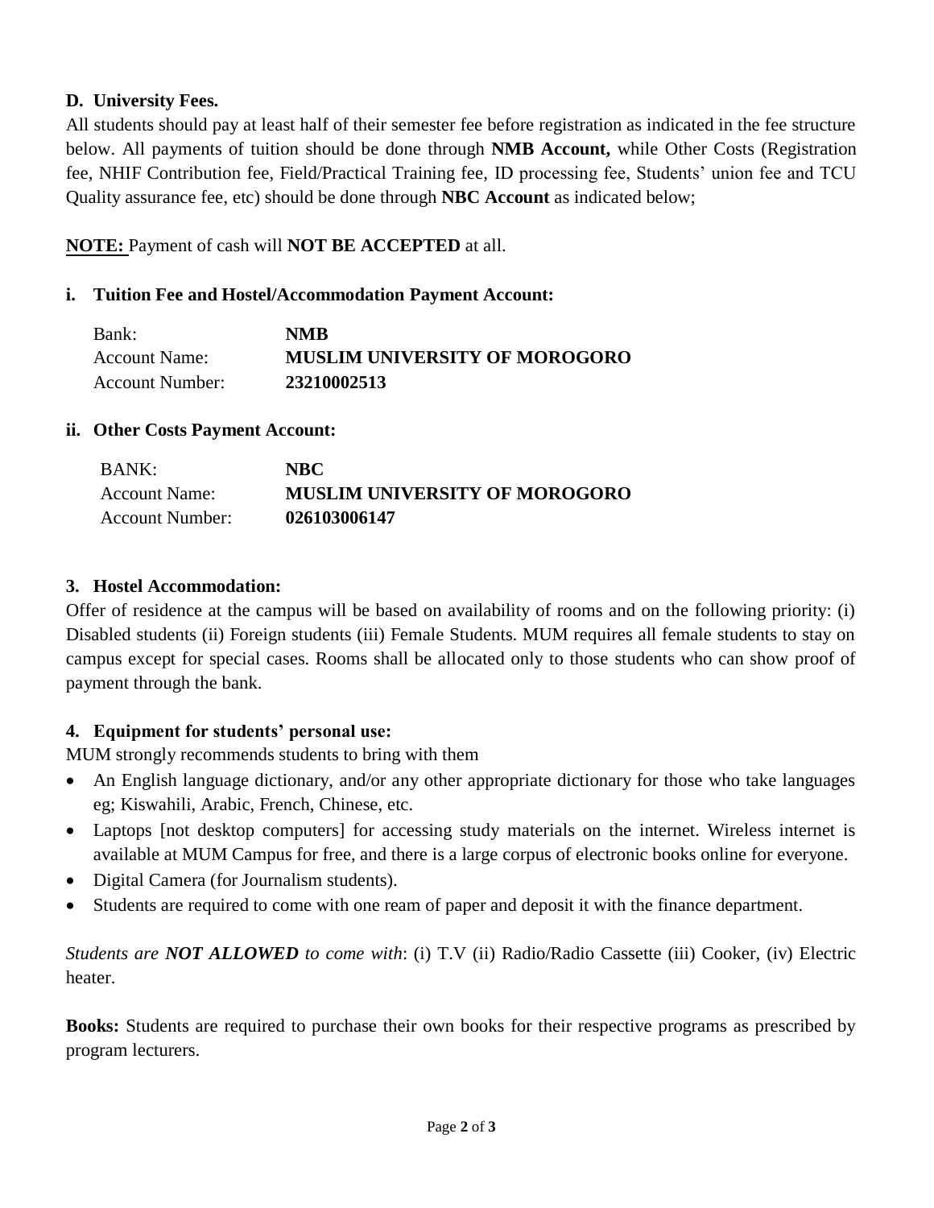### D. University Fees.

All students should pay at least half of their semester fee before registration as indicated in the fee structure below. All payments of tuition should be done through **NMB Account,** while Other Costs (Registration fee, NHIF Contribution fee, Field/Practical Training fee, ID processing fee, Students' union fee and TCU Quality assurance fee, etc) should be done through **NBC Account** as indicated below;

**NOTE:** Payment of cash will **NOT BE ACCEPTED** at all.

#### i. Tuition Fee and Hostel/Accommodation Payment Account:

| | |
|---|---|
| Bank: | **NMB** |
| Account Name: | **MUSLIM UNIVERSITY OF MOROGORO** |
| Account Number: | **23210002513** |

#### ii. Other Costs Payment Account:

| | |
|---|---|
| BANK: | **NBC** |
| Account Name: | **MUSLIM UNIVERSITY OF MOROGORO** |
| Account Number: | **026103006147** |

### 3. Hostel Accommodation:

Offer of residence at the campus will be based on availability of rooms and on the following priority: (i) Disabled students (ii) Foreign students (iii) Female Students. MUM requires all female students to stay on campus except for special cases. Rooms shall be allocated only to those students who can show proof of payment through the bank.

### 4. Equipment for students' personal use:

MUM strongly recommends students to bring with them

- An English language dictionary, and/or any other appropriate dictionary for those who take languages eg; Kiswahili, Arabic, French, Chinese, etc.
- Laptops [not desktop computers] for accessing study materials on the internet. Wireless internet is available at MUM Campus for free, and there is a large corpus of electronic books online for everyone.
- Digital Camera (for Journalism students).
- Students are required to come with one ream of paper and deposit it with the finance department.

*Students are **NOT ALLOWED** to come with*: (i) T.V (ii) Radio/Radio Cassette (iii) Cooker, (iv) Electric heater.

**Books:** Students are required to purchase their own books for their respective programs as prescribed by program lecturers.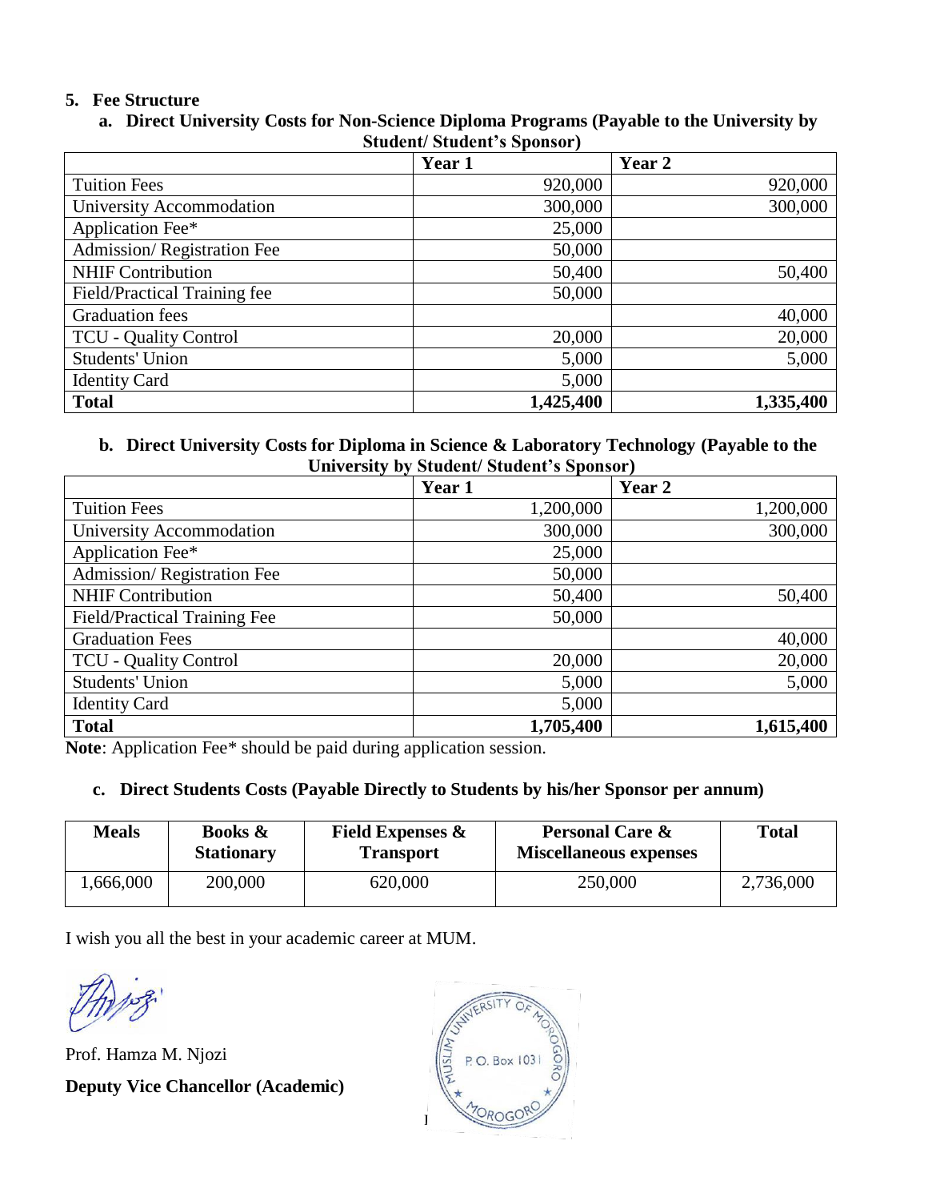## 5. Fee Structure

### a. Direct University Costs for Non-Science Diploma Programs (Payable to the University by Student/ Student's Sponsor)

| | Year 1 | Year 2 |
|---|---|---|
| Tuition Fees | 920,000 | 920,000 |
| University Accommodation | 300,000 | 300,000 |
| Application Fee* | 25,000 | |
| Admission/ Registration Fee | 50,000 | |
| NHIF Contribution | 50,400 | 50,400 |
| Field/Practical Training fee | 50,000 | |
| Graduation fees | | 40,000 |
| TCU - Quality Control | 20,000 | 20,000 |
| Students' Union | 5,000 | 5,000 |
| Identity Card | 5,000 | |
| **Total** | **1,425,400** | **1,335,400** |

### b. Direct University Costs for Diploma in Science & Laboratory Technology (Payable to the University by Student/ Student's Sponsor)

| | Year 1 | Year 2 |
|---|---|---|
| Tuition Fees | 1,200,000 | 1,200,000 |
| University Accommodation | 300,000 | 300,000 |
| Application Fee* | 25,000 | |
| Admission/ Registration Fee | 50,000 | |
| NHIF Contribution | 50,400 | 50,400 |
| Field/Practical Training Fee | 50,000 | |
| Graduation Fees | | 40,000 |
| TCU - Quality Control | 20,000 | 20,000 |
| Students' Union | 5,000 | 5,000 |
| Identity Card | 5,000 | |
| **Total** | **1,705,400** | **1,615,400** |

**Note**: Application Fee* should be paid during application session.

### c. Direct Students Costs (Payable Directly to Students by his/her Sponsor per annum)

| Meals | Books & Stationary | Field Expenses & Transport | Personal Care & Miscellaneous expenses | Total |
|---|---|---|---|---|
| 1,666,000 | 200,000 | 620,000 | 250,000 | 2,736,000 |

I wish you all the best in your academic career at MUM.

Prof. Hamza M. Njozi

**Deputy Vice Chancellor (Academic)**

MUSLIM UNIVERSITY OF MOROGORO
P.O. Box 1031
MOROGORO